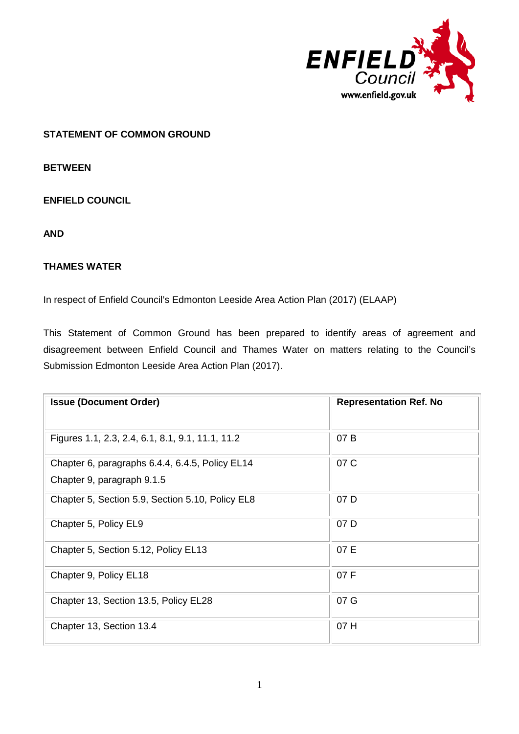**STATEMENT OF COMMON GROUND**

**BETWEEN**

**ENFIELD COUNCIL**

**AND**

**THAMES WATER**

In respect of Enfield Council's Edmonton Leeside Area Action Plan (2017) (ELAAP)

This Statement of Common Ground has been prepared to identify areas of agreement and disagreement between Enfield Council and Thames Water on matters relating to the Council's Submission Edmonton Leeside Area Action Plan (2017).

| **Issue (Document Order)** | **Representation Ref. No** |
|---|---|
| Figures 1.1, 2.3, 2.4, 6.1, 8.1, 9.1, 11.1, 11.2 | 07 B |
| Chapter 6, paragraphs 6.4.4, 6.4.5, Policy EL14<br>Chapter 9, paragraph 9.1.5 | 07 C |
| Chapter 5, Section 5.9, Section 5.10, Policy EL8 | 07 D |
| Chapter 5, Policy EL9 | 07 D |
| Chapter 5, Section 5.12, Policy EL13 | 07 E |
| Chapter 9, Policy EL18 | 07 F |
| Chapter 13, Section 13.5, Policy EL28 | 07 G |
| Chapter 13, Section 13.4 | 07 H |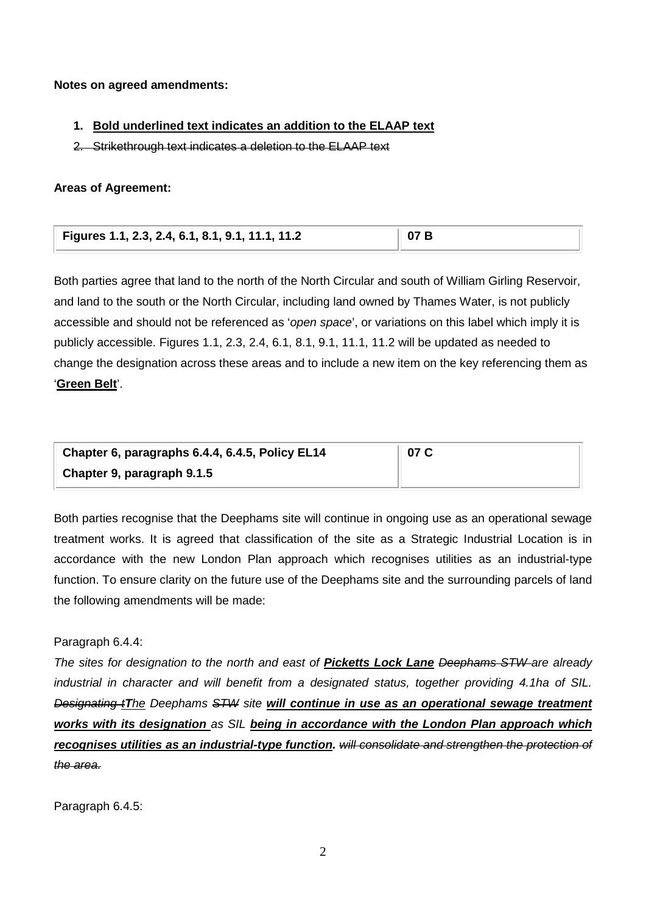**Notes on agreed amendments:**

1. **Bold underlined text indicates an addition to the ELAAP text**
2. ~~Strikethrough text indicates a deletion to the ELAAP text~~

**Areas of Agreement:**

| Figures 1.1, 2.3, 2.4, 6.1, 8.1, 9.1, 11.1, 11.2 | 07 B |
|---|---|

Both parties agree that land to the north of the North Circular and south of William Girling Reservoir, and land to the south or the North Circular, including land owned by Thames Water, is not publicly accessible and should not be referenced as '*open space*', or variations on this label which imply it is publicly accessible. Figures 1.1, 2.3, 2.4, 6.1, 8.1, 9.1, 11.1, 11.2 will be updated as needed to change the designation across these areas and to include a new item on the key referencing them as '**Green Belt**'.

| Chapter 6, paragraphs 6.4.4, 6.4.5, Policy EL14<br>Chapter 9, paragraph 9.1.5 | 07 C |
|---|---|

Both parties recognise that the Deephams site will continue in ongoing use as an operational sewage treatment works. It is agreed that classification of the site as a Strategic Industrial Location is in accordance with the new London Plan approach which recognises utilities as an industrial-type function. To ensure clarity on the future use of the Deephams site and the surrounding parcels of land the following amendments will be made:

Paragraph 6.4.4:

*The sites for designation to the north and east of* ***Picketts Lock Lane*** *~~Deephams STW~~ are already industrial in character and will benefit from a designated status, together providing 4.1ha of SIL. ~~Designating t~~**T**he Deephams ~~STW~~ site* ***will continue in use as an operational sewage treatment works with its designation*** *as SIL* ***being in accordance with the London Plan approach which recognises utilities as an industrial-type function.*** *~~will consolidate and strengthen the protection of the area.~~*

Paragraph 6.4.5: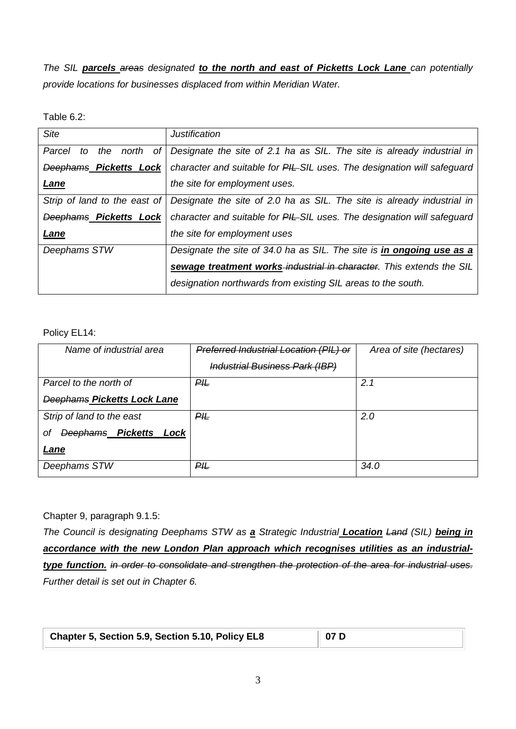*The SIL **parcels** ~~areas~~ designated **to the north and east of Picketts Lock Lane** can potentially provide locations for businesses displaced from within Meridian Water.*

Table 6.2:

| *Site* | *Justification* |
|---|---|
| *Parcel to the north of ~~Deephams~~ **Picketts Lock Lane*** | *Designate the site of 2.1 ha as SIL. The site is already industrial in character and suitable for ~~PIL~~ SIL uses. The designation will safeguard the site for employment uses.* |
| *Strip of land to the east of ~~Deephams~~ **Picketts Lock Lane*** | *Designate the site of 2.0 ha as SIL. The site is already industrial in character and suitable for ~~PIL~~ SIL uses. The designation will safeguard the site for employment uses* |
| *Deephams STW* | *Designate the site of 34.0 ha as SIL. The site is **in ongoing use as a sewage treatment works** ~~industrial in character~~. This extends the SIL designation northwards from existing SIL areas to the south.* |

Policy EL14:

| *Name of industrial area* | *~~Preferred Industrial Location (PIL) or Industrial Business Park (IBP)~~* | *Area of site (hectares)* |
|---|---|---|
| *Parcel to the north of ~~Deephams~~ **Picketts Lock Lane*** | *~~PIL~~* | *2.1* |
| *Strip of land to the east of ~~Deephams~~ **Picketts Lock Lane*** | *~~PIL~~* | *2.0* |
| *Deephams STW* | *~~PIL~~* | *34.0* |

Chapter 9, paragraph 9.1.5:

*The Council is designating Deephams STW as **a** Strategic Industrial **Location** ~~Land~~ (SIL) **being in accordance with the new London Plan approach which recognises utilities as an industrial-type function.** ~~in order to consolidate and strengthen the protection of the area for industrial uses.~~ Further detail is set out in Chapter 6.*

| **Chapter 5, Section 5.9, Section 5.10, Policy EL8** | **07 D** |
|---|---|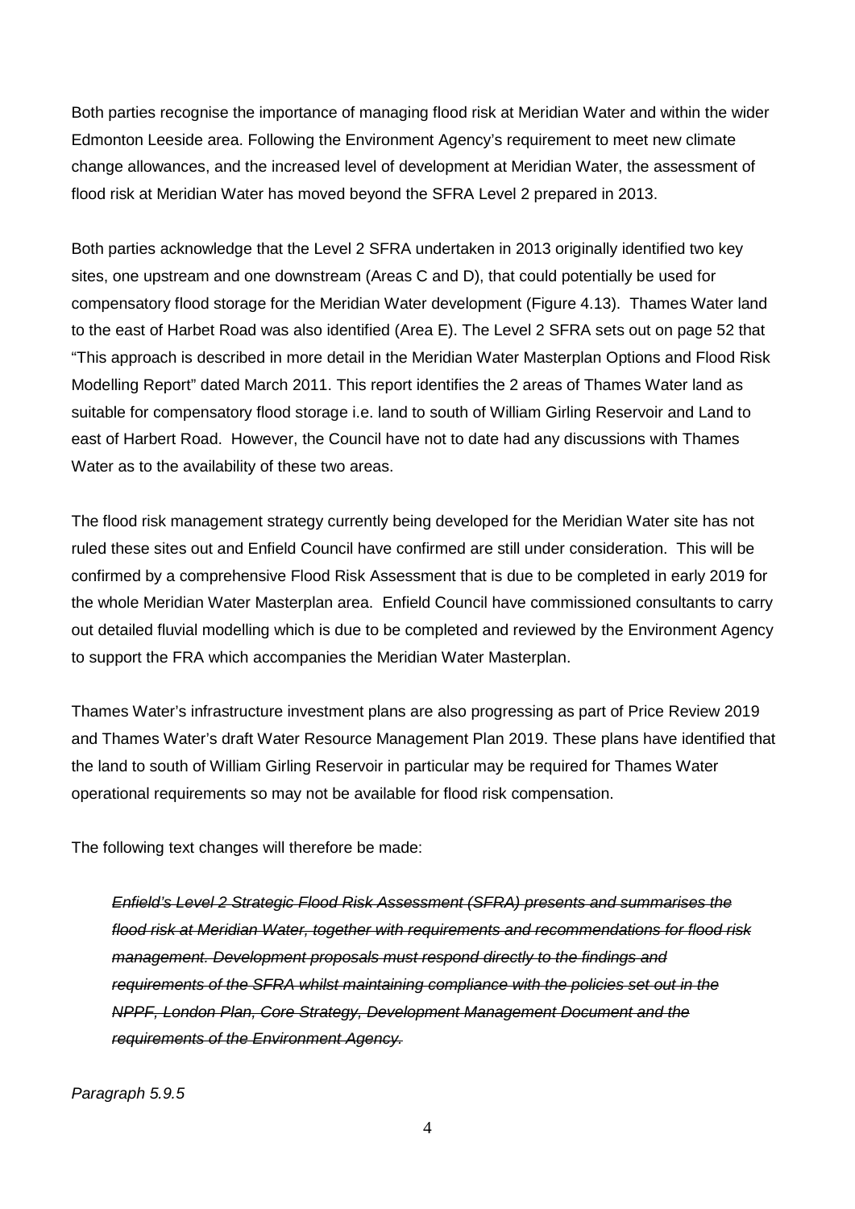Both parties recognise the importance of managing flood risk at Meridian Water and within the wider Edmonton Leeside area. Following the Environment Agency's requirement to meet new climate change allowances, and the increased level of development at Meridian Water, the assessment of flood risk at Meridian Water has moved beyond the SFRA Level 2 prepared in 2013.

Both parties acknowledge that the Level 2 SFRA undertaken in 2013 originally identified two key sites, one upstream and one downstream (Areas C and D), that could potentially be used for compensatory flood storage for the Meridian Water development (Figure 4.13). Thames Water land to the east of Harbet Road was also identified (Area E). The Level 2 SFRA sets out on page 52 that "This approach is described in more detail in the Meridian Water Masterplan Options and Flood Risk Modelling Report" dated March 2011. This report identifies the 2 areas of Thames Water land as suitable for compensatory flood storage i.e. land to south of William Girling Reservoir and Land to east of Harbert Road. However, the Council have not to date had any discussions with Thames Water as to the availability of these two areas.

The flood risk management strategy currently being developed for the Meridian Water site has not ruled these sites out and Enfield Council have confirmed are still under consideration. This will be confirmed by a comprehensive Flood Risk Assessment that is due to be completed in early 2019 for the whole Meridian Water Masterplan area. Enfield Council have commissioned consultants to carry out detailed fluvial modelling which is due to be completed and reviewed by the Environment Agency to support the FRA which accompanies the Meridian Water Masterplan.

Thames Water's infrastructure investment plans are also progressing as part of Price Review 2019 and Thames Water's draft Water Resource Management Plan 2019. These plans have identified that the land to south of William Girling Reservoir in particular may be required for Thames Water operational requirements so may not be available for flood risk compensation.

The following text changes will therefore be made:

> *~~Enfield's Level 2 Strategic Flood Risk Assessment (SFRA) presents and summarises the flood risk at Meridian Water, together with requirements and recommendations for flood risk management. Development proposals must respond directly to the findings and requirements of the SFRA whilst maintaining compliance with the policies set out in the NPPF, London Plan, Core Strategy, Development Management Document and the requirements of the Environment Agency.~~*

*Paragraph 5.9.5*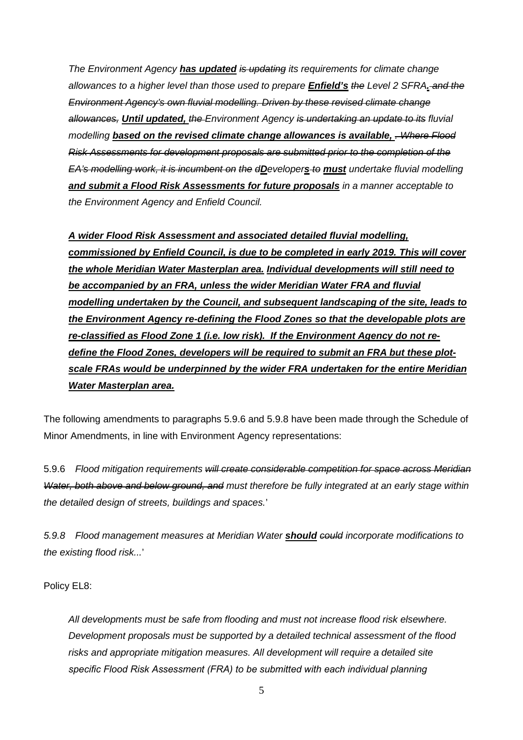*The Environment Agency* ***<u>has updated</u>*** *~~is updating~~ its requirements for climate change allowances to a higher level than those used to prepare* ***<u>Enfield's</u>*** *~~the~~ Level 2 SFRA**<u>.</u>** ~~and the Environment Agency's own fluvial modelling. Driven by these revised climate change allowances,~~* ***<u>Until updated,</u>*** *~~the~~ Environment Agency ~~is undertaking an update to its~~ fluvial modelling* ***<u>based on the revised climate change allowances is available,</u>*** *~~. Where Flood Risk Assessments for development proposals are submitted prior to the completion of the EA's modelling work, it is incumbent on the d~~**<u>D</u>**eveloper**<u>s</u>** ~~to~~* ***<u>must</u>*** *undertake fluvial modelling* ***<u>and submit a Flood Risk Assessments for future proposals</u>*** *in a manner acceptable to the Environment Agency and Enfield Council.*

***<u>A wider Flood Risk Assessment and associated detailed fluvial modelling, commissioned by Enfield Council, is due to be completed in early 2019. This will cover the whole Meridian Water Masterplan area. Individual developments will still need to be accompanied by an FRA, unless the wider Meridian Water FRA and fluvial modelling undertaken by the Council, and subsequent landscaping of the site, leads to the Environment Agency re-defining the Flood Zones so that the developable plots are re-classified as Flood Zone 1 (i.e. low risk). If the Environment Agency do not re-define the Flood Zones, developers will be required to submit an FRA but these plot-scale FRAs would be underpinned by the wider FRA undertaken for the entire Meridian Water Masterplan area.</u>***

The following amendments to paragraphs 5.9.6 and 5.9.8 have been made through the Schedule of Minor Amendments, in line with Environment Agency representations:

5.9.6 *Flood mitigation requirements ~~will create considerable competition for space across Meridian Water, both above and below ground, and~~ must therefore be fully integrated at an early stage within the detailed design of streets, buildings and spaces.*'

*5.9.8 Flood management measures at Meridian Water* ***<u>should</u>*** *~~could~~ incorporate modifications to the existing flood risk...*'

Policy EL8:

*All developments must be safe from flooding and must not increase flood risk elsewhere. Development proposals must be supported by a detailed technical assessment of the flood risks and appropriate mitigation measures. All development will require a detailed site specific Flood Risk Assessment (FRA) to be submitted with each individual planning*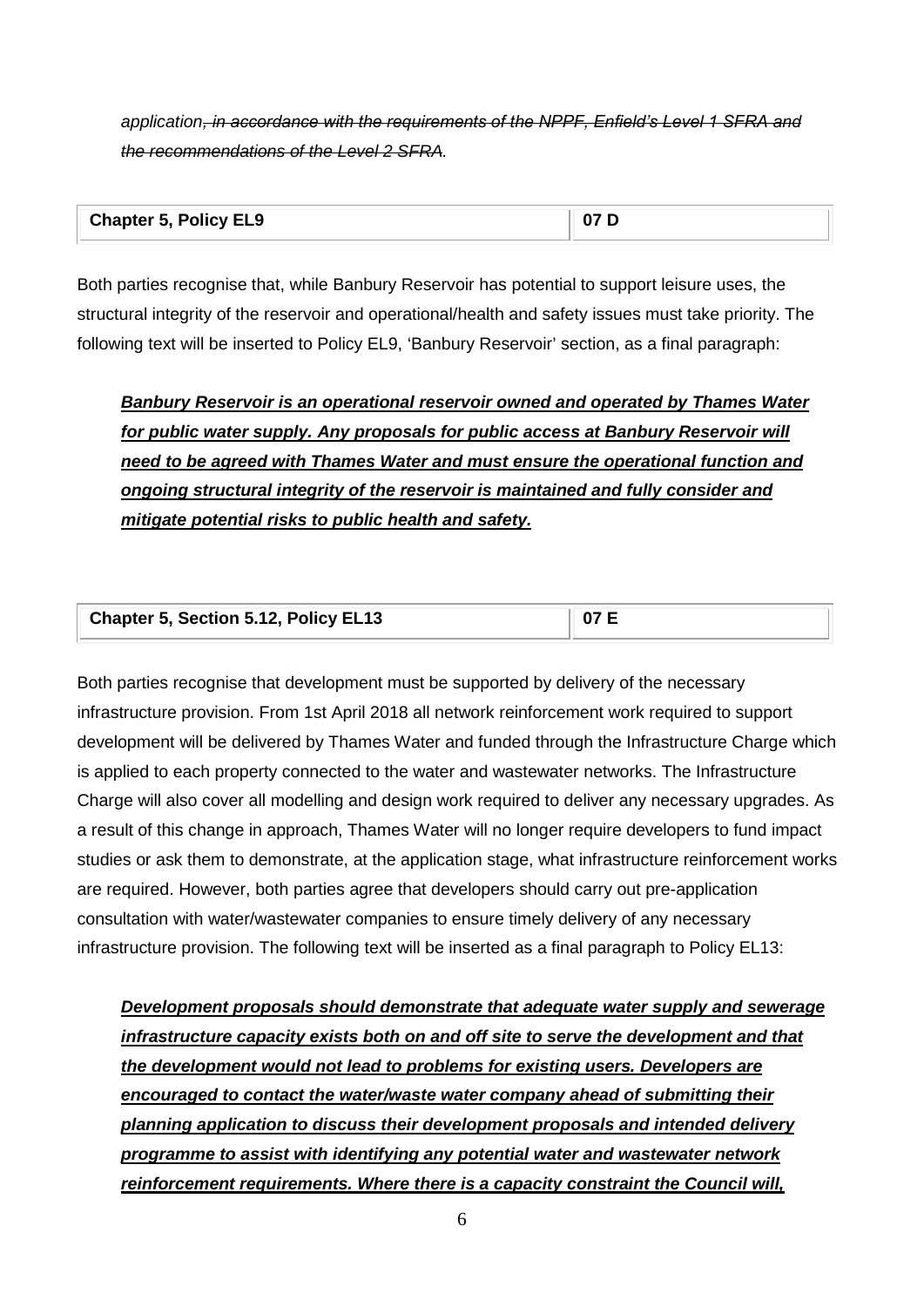*application~~, in accordance with the requirements of the NPPF, Enfield's Level 1 SFRA and the recommendations of the Level 2 SFRA~~.*

| Chapter 5, Policy EL9 | 07 D |
|---|---|

Both parties recognise that, while Banbury Reservoir has potential to support leisure uses, the structural integrity of the reservoir and operational/health and safety issues must take priority. The following text will be inserted to Policy EL9, 'Banbury Reservoir' section, as a final paragraph:

> ***Banbury Reservoir is an operational reservoir owned and operated by Thames Water for public water supply. Any proposals for public access at Banbury Reservoir will need to be agreed with Thames Water and must ensure the operational function and ongoing structural integrity of the reservoir is maintained and fully consider and mitigate potential risks to public health and safety.***

| Chapter 5, Section 5.12, Policy EL13 | 07 E |
|---|---|

Both parties recognise that development must be supported by delivery of the necessary infrastructure provision. From 1st April 2018 all network reinforcement work required to support development will be delivered by Thames Water and funded through the Infrastructure Charge which is applied to each property connected to the water and wastewater networks. The Infrastructure Charge will also cover all modelling and design work required to deliver any necessary upgrades. As a result of this change in approach, Thames Water will no longer require developers to fund impact studies or ask them to demonstrate, at the application stage, what infrastructure reinforcement works are required. However, both parties agree that developers should carry out pre-application consultation with water/wastewater companies to ensure timely delivery of any necessary infrastructure provision. The following text will be inserted as a final paragraph to Policy EL13:

> ***Development proposals should demonstrate that adequate water supply and sewerage infrastructure capacity exists both on and off site to serve the development and that the development would not lead to problems for existing users. Developers are encouraged to contact the water/waste water company ahead of submitting their planning application to discuss their development proposals and intended delivery programme to assist with identifying any potential water and wastewater network reinforcement requirements. Where there is a capacity constraint the Council will,***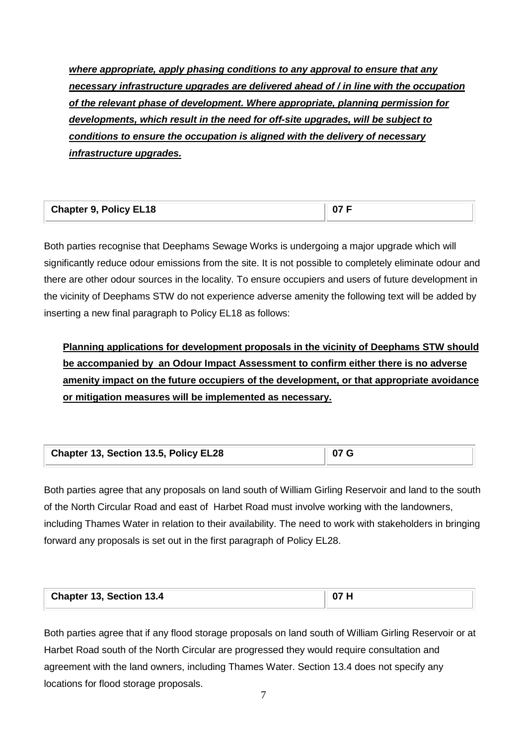***<u>where appropriate, apply phasing conditions to any approval to ensure that any necessary infrastructure upgrades are delivered ahead of / in line with the occupation of the relevant phase of development. Where appropriate, planning permission for developments, which result in the need for off-site upgrades, will be subject to conditions to ensure the occupation is aligned with the delivery of necessary infrastructure upgrades.</u>***

| Chapter 9, Policy EL18 | 07 F |
|---|---|

Both parties recognise that Deephams Sewage Works is undergoing a major upgrade which will significantly reduce odour emissions from the site. It is not possible to completely eliminate odour and there are other odour sources in the locality. To ensure occupiers and users of future development in the vicinity of Deephams STW do not experience adverse amenity the following text will be added by inserting a new final paragraph to Policy EL18 as follows:

**<u>Planning applications for development proposals in the vicinity of Deephams STW should be accompanied by an Odour Impact Assessment to confirm either there is no adverse amenity impact on the future occupiers of the development, or that appropriate avoidance or mitigation measures will be implemented as necessary.</u>**

| Chapter 13, Section 13.5, Policy EL28 | 07 G |
|---|---|

Both parties agree that any proposals on land south of William Girling Reservoir and land to the south of the North Circular Road and east of Harbet Road must involve working with the landowners, including Thames Water in relation to their availability. The need to work with stakeholders in bringing forward any proposals is set out in the first paragraph of Policy EL28.

| Chapter 13, Section 13.4 | 07 H |
|---|---|

Both parties agree that if any flood storage proposals on land south of William Girling Reservoir or at Harbet Road south of the North Circular are progressed they would require consultation and agreement with the land owners, including Thames Water. Section 13.4 does not specify any locations for flood storage proposals.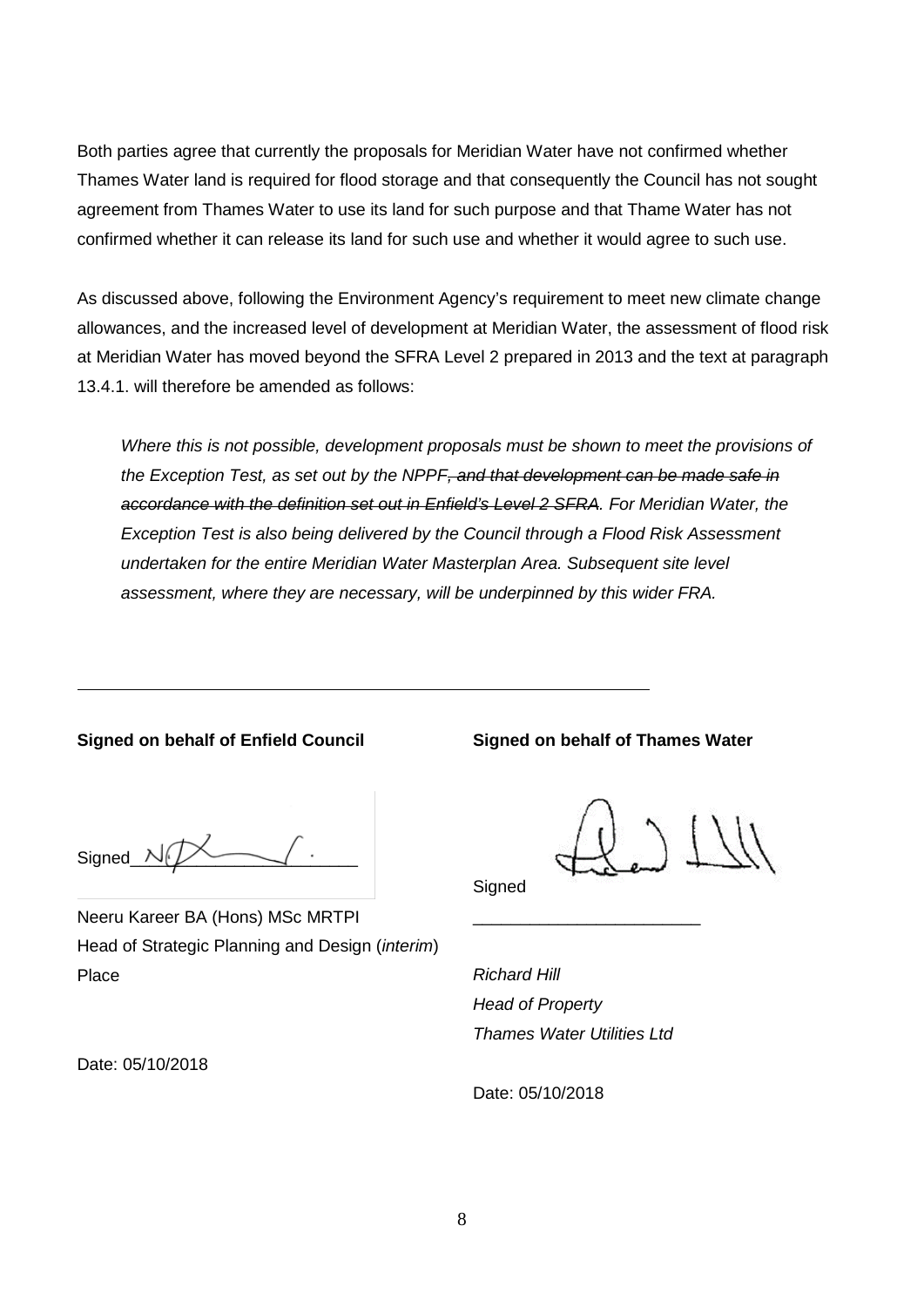Both parties agree that currently the proposals for Meridian Water have not confirmed whether Thames Water land is required for flood storage and that consequently the Council has not sought agreement from Thames Water to use its land for such purpose and that Thame Water has not confirmed whether it can release its land for such use and whether it would agree to such use.

As discussed above, following the Environment Agency's requirement to meet new climate change allowances, and the increased level of development at Meridian Water, the assessment of flood risk at Meridian Water has moved beyond the SFRA Level 2 prepared in 2013 and the text at paragraph 13.4.1. will therefore be amended as follows:

> *Where this is not possible, development proposals must be shown to meet the provisions of the Exception Test, as set out by the NPPF~~, and that development can be made safe in accordance with the definition set out in Enfield's Level 2 SFRA~~. For Meridian Water, the Exception Test is also being delivered by the Council through a Flood Risk Assessment undertaken for the entire Meridian Water Masterplan Area. Subsequent site level assessment, where they are necessary, will be underpinned by this wider FRA.*

---

**Signed on behalf of Enfield Council**

Signed

Neeru Kareer BA (Hons) MSc MRTPI
Head of Strategic Planning and Design (*interim*)
Place

Date: 05/10/2018

**Signed on behalf of Thames Water**

Signed

*Richard Hill*
*Head of Property*
*Thames Water Utilities Ltd*

Date: 05/10/2018